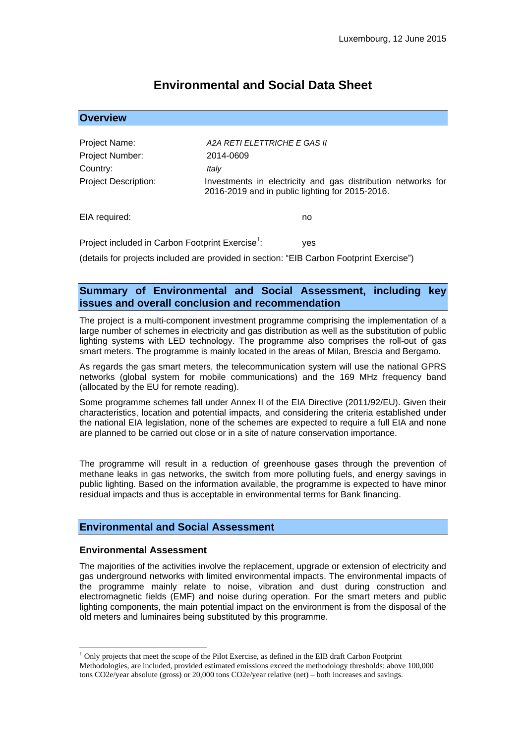Luxembourg, 12 June 2015

# Environmental and Social Data Sheet

## Overview

| | |
|---|---|
| Project Name: | *A2A RETI ELETTRICHE E GAS II* |
| Project Number: | 2014-0609 |
| Country: | *Italy* |
| Project Description: | Investments in electricity and gas distribution networks for 2016-2019 and in public lighting for 2015-2016. |

EIA required: no

Project included in Carbon Footprint Exercise[1]: yes

(details for projects included are provided in section: "EIB Carbon Footprint Exercise")

## Summary of Environmental and Social Assessment, including key issues and overall conclusion and recommendation

The project is a multi-component investment programme comprising the implementation of a large number of schemes in electricity and gas distribution as well as the substitution of public lighting systems with LED technology. The programme also comprises the roll-out of gas smart meters. The programme is mainly located in the areas of Milan, Brescia and Bergamo.

As regards the gas smart meters, the telecommunication system will use the national GPRS networks (global system for mobile communications) and the 169 MHz frequency band (allocated by the EU for remote reading).

Some programme schemes fall under Annex II of the EIA Directive (2011/92/EU). Given their characteristics, location and potential impacts, and considering the criteria established under the national EIA legislation, none of the schemes are expected to require a full EIA and none are planned to be carried out close or in a site of nature conservation importance.

The programme will result in a reduction of greenhouse gases through the prevention of methane leaks in gas networks, the switch from more polluting fuels, and energy savings in public lighting. Based on the information available, the programme is expected to have minor residual impacts and thus is acceptable in environmental terms for Bank financing.

## Environmental and Social Assessment

### Environmental Assessment

The majorities of the activities involve the replacement, upgrade or extension of electricity and gas underground networks with limited environmental impacts. The environmental impacts of the programme mainly relate to noise, vibration and dust during construction and electromagnetic fields (EMF) and noise during operation. For the smart meters and public lighting components, the main potential impact on the environment is from the disposal of the old meters and luminaires being substituted by this programme.

---

[1] Only projects that meet the scope of the Pilot Exercise, as defined in the EIB draft Carbon Footprint Methodologies, are included, provided estimated emissions exceed the methodology thresholds: above 100,000 tons CO2e/year absolute (gross) or 20,000 tons CO2e/year relative (net) – both increases and savings.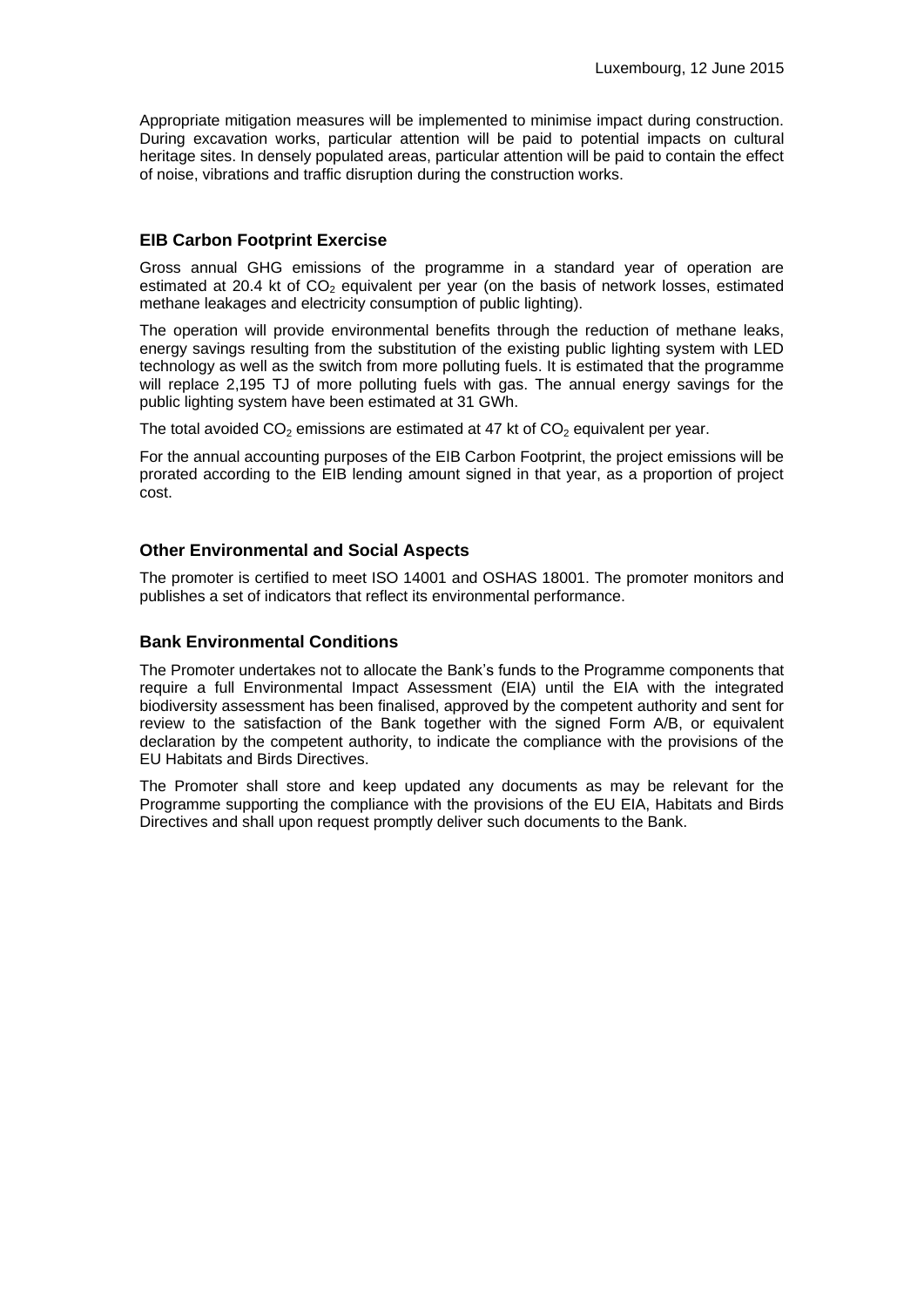Luxembourg, 12 June 2015

Appropriate mitigation measures will be implemented to minimise impact during construction. During excavation works, particular attention will be paid to potential impacts on cultural heritage sites. In densely populated areas, particular attention will be paid to contain the effect of noise, vibrations and traffic disruption during the construction works.

### EIB Carbon Footprint Exercise

Gross annual GHG emissions of the programme in a standard year of operation are estimated at 20.4 kt of $CO_2$ equivalent per year (on the basis of network losses, estimated methane leakages and electricity consumption of public lighting).

The operation will provide environmental benefits through the reduction of methane leaks, energy savings resulting from the substitution of the existing public lighting system with LED technology as well as the switch from more polluting fuels. It is estimated that the programme will replace 2,195 TJ of more polluting fuels with gas. The annual energy savings for the public lighting system have been estimated at 31 GWh.

The total avoided $CO_2$ emissions are estimated at 47 kt of $CO_2$ equivalent per year.

For the annual accounting purposes of the EIB Carbon Footprint, the project emissions will be prorated according to the EIB lending amount signed in that year, as a proportion of project cost.

### Other Environmental and Social Aspects

The promoter is certified to meet ISO 14001 and OSHAS 18001. The promoter monitors and publishes a set of indicators that reflect its environmental performance.

### Bank Environmental Conditions

The Promoter undertakes not to allocate the Bank's funds to the Programme components that require a full Environmental Impact Assessment (EIA) until the EIA with the integrated biodiversity assessment has been finalised, approved by the competent authority and sent for review to the satisfaction of the Bank together with the signed Form A/B, or equivalent declaration by the competent authority, to indicate the compliance with the provisions of the EU Habitats and Birds Directives.

The Promoter shall store and keep updated any documents as may be relevant for the Programme supporting the compliance with the provisions of the EU EIA, Habitats and Birds Directives and shall upon request promptly deliver such documents to the Bank.